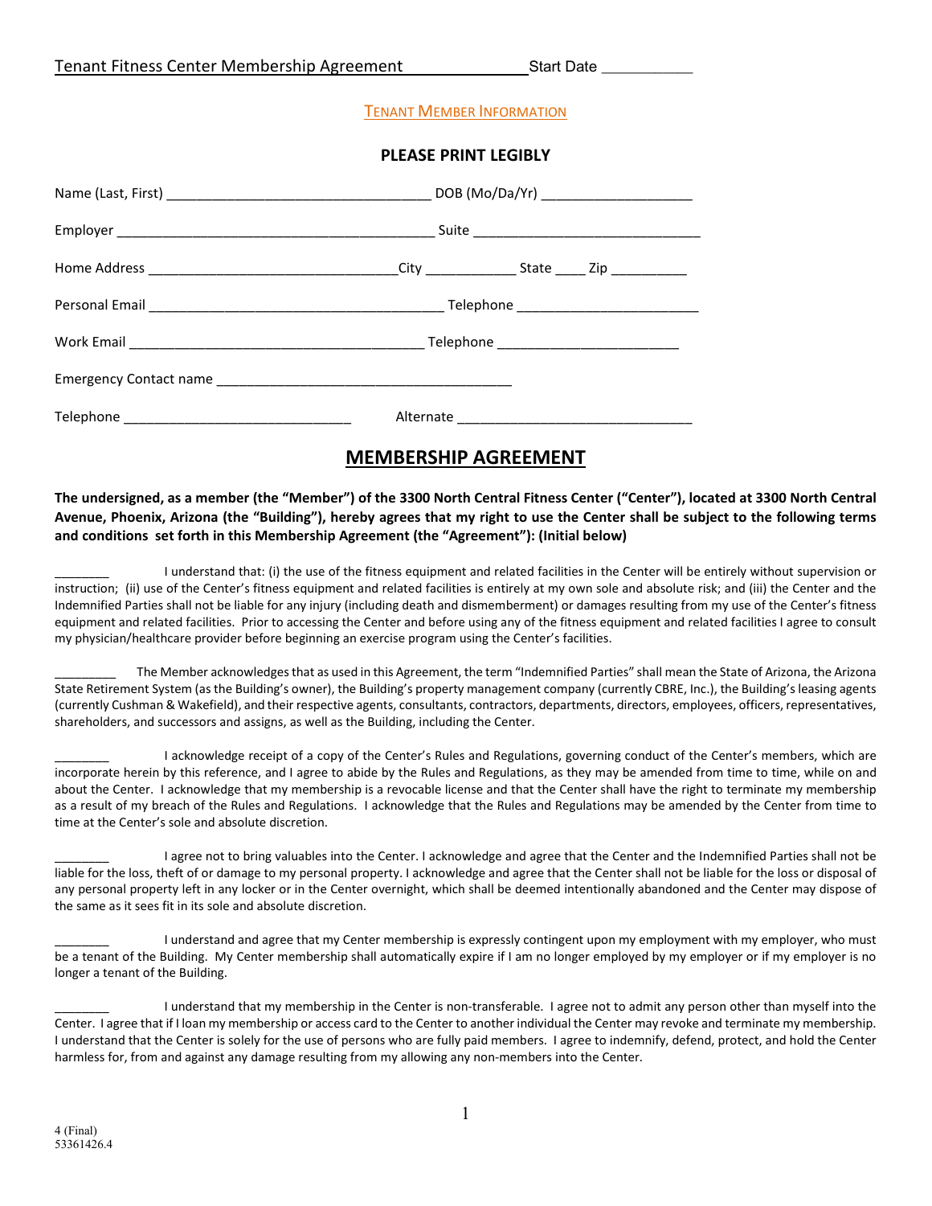Tenant Fitness Center Membership Agreement Start Date ___________

TENANT MEMBER INFORMATION

**PLEASE PRINT LEGIBLY**

Name (Last, First) ___________________________________ DOB (Mo/Da/Yr) ____________________

Employer ___________________________________________ Suite ______________________________

Home Address _________________________________City ____________ State ____ Zip __________

Personal Email _______________________________________ Telephone ________________________

Work Email _______________________________________ Telephone ________________________

Emergency Contact name _______________________________________

Telephone ______________________________ Alternate ______________________________

## MEMBERSHIP AGREEMENT

**The undersigned, as a member (the "Member") of the 3300 North Central Fitness Center ("Center"), located at 3300 North Central Avenue, Phoenix, Arizona (the "Building"), hereby agrees that my right to use the Center shall be subject to the following terms and conditions set forth in this Membership Agreement (the "Agreement"): (Initial below)**

________ I understand that: (i) the use of the fitness equipment and related facilities in the Center will be entirely without supervision or instruction; (ii) use of the Center's fitness equipment and related facilities is entirely at my own sole and absolute risk; and (iii) the Center and the Indemnified Parties shall not be liable for any injury (including death and dismemberment) or damages resulting from my use of the Center's fitness equipment and related facilities. Prior to accessing the Center and before using any of the fitness equipment and related facilities I agree to consult my physician/healthcare provider before beginning an exercise program using the Center's facilities.

_________ The Member acknowledges that as used in this Agreement, the term "Indemnified Parties" shall mean the State of Arizona, the Arizona State Retirement System (as the Building's owner), the Building's property management company (currently CBRE, Inc.), the Building's leasing agents (currently Cushman & Wakefield), and their respective agents, consultants, contractors, departments, directors, employees, officers, representatives, shareholders, and successors and assigns, as well as the Building, including the Center.

________ I acknowledge receipt of a copy of the Center's Rules and Regulations, governing conduct of the Center's members, which are incorporate herein by this reference, and I agree to abide by the Rules and Regulations, as they may be amended from time to time, while on and about the Center. I acknowledge that my membership is a revocable license and that the Center shall have the right to terminate my membership as a result of my breach of the Rules and Regulations. I acknowledge that the Rules and Regulations may be amended by the Center from time to time at the Center's sole and absolute discretion.

________ I agree not to bring valuables into the Center. I acknowledge and agree that the Center and the Indemnified Parties shall not be liable for the loss, theft of or damage to my personal property. I acknowledge and agree that the Center shall not be liable for the loss or disposal of any personal property left in any locker or in the Center overnight, which shall be deemed intentionally abandoned and the Center may dispose of the same as it sees fit in its sole and absolute discretion.

________ I understand and agree that my Center membership is expressly contingent upon my employment with my employer, who must be a tenant of the Building. My Center membership shall automatically expire if I am no longer employed by my employer or if my employer is no longer a tenant of the Building.

________ I understand that my membership in the Center is non-transferable. I agree not to admit any person other than myself into the Center. I agree that if I loan my membership or access card to the Center to another individual the Center may revoke and terminate my membership. I understand that the Center is solely for the use of persons who are fully paid members. I agree to indemnify, defend, protect, and hold the Center harmless for, from and against any damage resulting from my allowing any non-members into the Center.

4 (Final)
53361426.4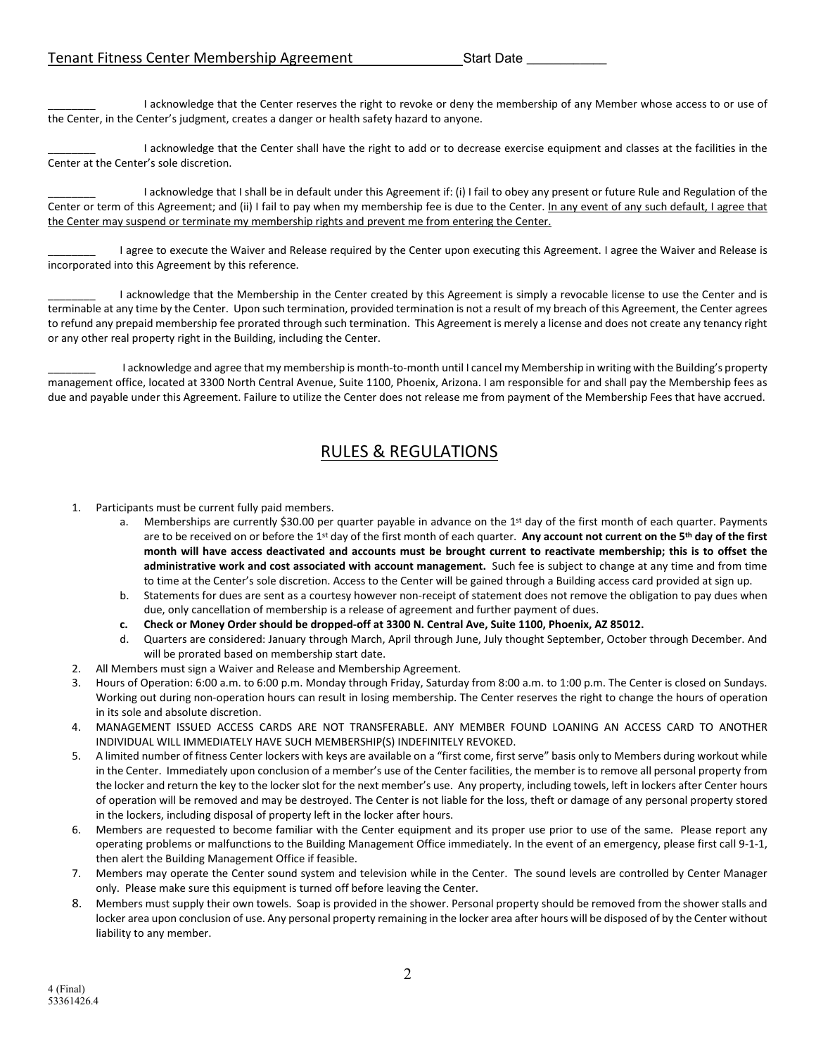Tenant Fitness Center Membership Agreement Start Date ___________

________ I acknowledge that the Center reserves the right to revoke or deny the membership of any Member whose access to or use of the Center, in the Center's judgment, creates a danger or health safety hazard to anyone.

________ I acknowledge that the Center shall have the right to add or to decrease exercise equipment and classes at the facilities in the Center at the Center's sole discretion.

________ I acknowledge that I shall be in default under this Agreement if: (i) I fail to obey any present or future Rule and Regulation of the Center or term of this Agreement; and (ii) I fail to pay when my membership fee is due to the Center. <u>In any event of any such default, I agree that the Center may suspend or terminate my membership rights and prevent me from entering the Center.</u>

________ I agree to execute the Waiver and Release required by the Center upon executing this Agreement. I agree the Waiver and Release is incorporated into this Agreement by this reference.

________ I acknowledge that the Membership in the Center created by this Agreement is simply a revocable license to use the Center and is terminable at any time by the Center. Upon such termination, provided termination is not a result of my breach of this Agreement, the Center agrees to refund any prepaid membership fee prorated through such termination. This Agreement is merely a license and does not create any tenancy right or any other real property right in the Building, including the Center.

________ I acknowledge and agree that my membership is month-to-month until I cancel my Membership in writing with the Building's property management office, located at 3300 North Central Avenue, Suite 1100, Phoenix, Arizona. I am responsible for and shall pay the Membership fees as due and payable under this Agreement. Failure to utilize the Center does not release me from payment of the Membership Fees that have accrued.

## RULES & REGULATIONS

1. Participants must be current fully paid members.
   a. Memberships are currently $30.00 per quarter payable in advance on the 1st day of the first month of each quarter. Payments are to be received on or before the 1st day of the first month of each quarter. **Any account not current on the 5th day of the first month will have access deactivated and accounts must be brought current to reactivate membership; this is to offset the administrative work and cost associated with account management.** Such fee is subject to change at any time and from time to time at the Center's sole discretion. Access to the Center will be gained through a Building access card provided at sign up.
   b. Statements for dues are sent as a courtesy however non-receipt of statement does not remove the obligation to pay dues when due, only cancellation of membership is a release of agreement and further payment of dues.
   c. **Check or Money Order should be dropped-off at 3300 N. Central Ave, Suite 1100, Phoenix, AZ 85012.**
   d. Quarters are considered: January through March, April through June, July thought September, October through December. And will be prorated based on membership start date.
2. All Members must sign a Waiver and Release and Membership Agreement.
3. Hours of Operation: 6:00 a.m. to 6:00 p.m. Monday through Friday, Saturday from 8:00 a.m. to 1:00 p.m. The Center is closed on Sundays. Working out during non-operation hours can result in losing membership. The Center reserves the right to change the hours of operation in its sole and absolute discretion.
4. MANAGEMENT ISSUED ACCESS CARDS ARE NOT TRANSFERABLE. ANY MEMBER FOUND LOANING AN ACCESS CARD TO ANOTHER INDIVIDUAL WILL IMMEDIATELY HAVE SUCH MEMBERSHIP(S) INDEFINITELY REVOKED.
5. A limited number of fitness Center lockers with keys are available on a "first come, first serve" basis only to Members during workout while in the Center. Immediately upon conclusion of a member's use of the Center facilities, the member is to remove all personal property from the locker and return the key to the locker slot for the next member's use. Any property, including towels, left in lockers after Center hours of operation will be removed and may be destroyed. The Center is not liable for the loss, theft or damage of any personal property stored in the lockers, including disposal of property left in the locker after hours.
6. Members are requested to become familiar with the Center equipment and its proper use prior to use of the same. Please report any operating problems or malfunctions to the Building Management Office immediately. In the event of an emergency, please first call 9-1-1, then alert the Building Management Office if feasible.
7. Members may operate the Center sound system and television while in the Center. The sound levels are controlled by Center Manager only. Please make sure this equipment is turned off before leaving the Center.
8. Members must supply their own towels. Soap is provided in the shower. Personal property should be removed from the shower stalls and locker area upon conclusion of use. Any personal property remaining in the locker area after hours will be disposed of by the Center without liability to any member.

4 (Final)
53361426.4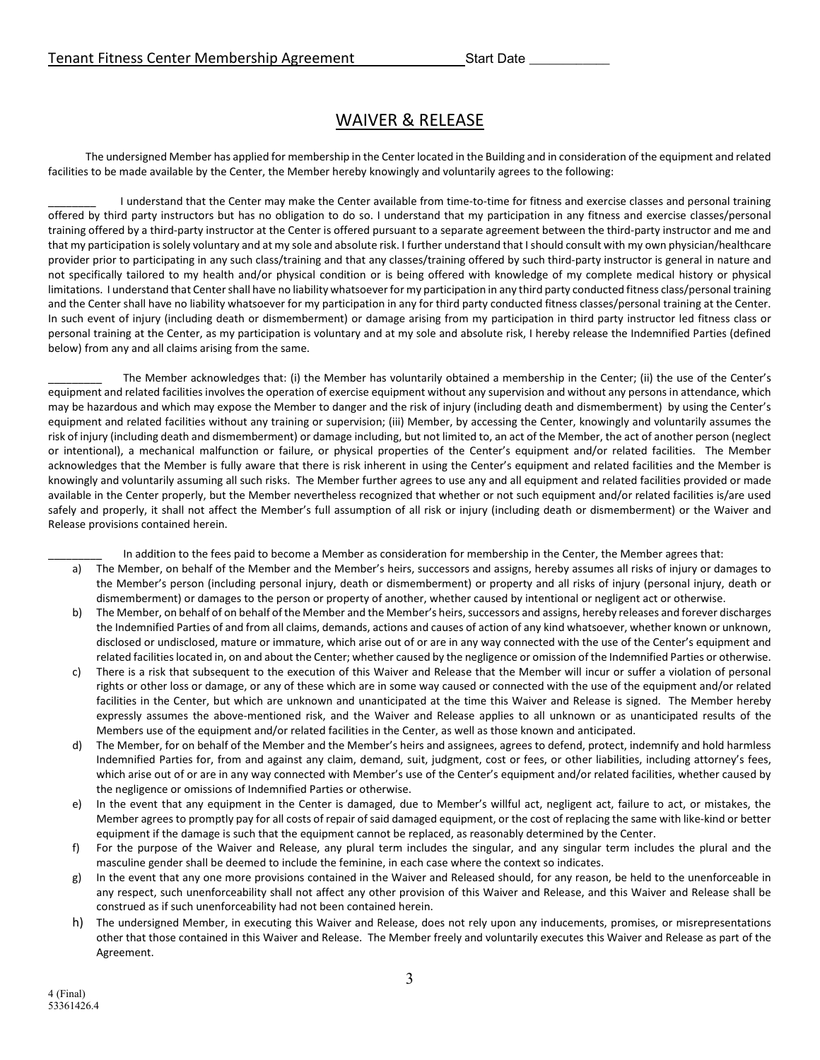Tenant Fitness Center Membership Agreement Start Date ___________

# WAIVER & RELEASE

The undersigned Member has applied for membership in the Center located in the Building and in consideration of the equipment and related facilities to be made available by the Center, the Member hereby knowingly and voluntarily agrees to the following:

________ I understand that the Center may make the Center available from time-to-time for fitness and exercise classes and personal training offered by third party instructors but has no obligation to do so. I understand that my participation in any fitness and exercise classes/personal training offered by a third-party instructor at the Center is offered pursuant to a separate agreement between the third-party instructor and me and that my participation is solely voluntary and at my sole and absolute risk. I further understand that I should consult with my own physician/healthcare provider prior to participating in any such class/training and that any classes/training offered by such third-party instructor is general in nature and not specifically tailored to my health and/or physical condition or is being offered with knowledge of my complete medical history or physical limitations. I understand that Center shall have no liability whatsoever for my participation in any third party conducted fitness class/personal training and the Center shall have no liability whatsoever for my participation in any for third party conducted fitness classes/personal training at the Center. In such event of injury (including death or dismemberment) or damage arising from my participation in third party instructor led fitness class or personal training at the Center, as my participation is voluntary and at my sole and absolute risk, I hereby release the Indemnified Parties (defined below) from any and all claims arising from the same.

_________ The Member acknowledges that: (i) the Member has voluntarily obtained a membership in the Center; (ii) the use of the Center's equipment and related facilities involves the operation of exercise equipment without any supervision and without any persons in attendance, which may be hazardous and which may expose the Member to danger and the risk of injury (including death and dismemberment) by using the Center's equipment and related facilities without any training or supervision; (iii) Member, by accessing the Center, knowingly and voluntarily assumes the risk of injury (including death and dismemberment) or damage including, but not limited to, an act of the Member, the act of another person (neglect or intentional), a mechanical malfunction or failure, or physical properties of the Center's equipment and/or related facilities. The Member acknowledges that the Member is fully aware that there is risk inherent in using the Center's equipment and related facilities and the Member is knowingly and voluntarily assuming all such risks. The Member further agrees to use any and all equipment and related facilities provided or made available in the Center properly, but the Member nevertheless recognized that whether or not such equipment and/or related facilities is/are used safely and properly, it shall not affect the Member's full assumption of all risk or injury (including death or dismemberment) or the Waiver and Release provisions contained herein.

_________ In addition to the fees paid to become a Member as consideration for membership in the Center, the Member agrees that:

a) The Member, on behalf of the Member and the Member's heirs, successors and assigns, hereby assumes all risks of injury or damages to the Member's person (including personal injury, death or dismemberment) or property and all risks of injury (personal injury, death or dismemberment) or damages to the person or property of another, whether caused by intentional or negligent act or otherwise.
b) The Member, on behalf of on behalf of the Member and the Member's heirs, successors and assigns, hereby releases and forever discharges the Indemnified Parties of and from all claims, demands, actions and causes of action of any kind whatsoever, whether known or unknown, disclosed or undisclosed, mature or immature, which arise out of or are in any way connected with the use of the Center's equipment and related facilities located in, on and about the Center; whether caused by the negligence or omission of the Indemnified Parties or otherwise.
c) There is a risk that subsequent to the execution of this Waiver and Release that the Member will incur or suffer a violation of personal rights or other loss or damage, or any of these which are in some way caused or connected with the use of the equipment and/or related facilities in the Center, but which are unknown and unanticipated at the time this Waiver and Release is signed. The Member hereby expressly assumes the above-mentioned risk, and the Waiver and Release applies to all unknown or as unanticipated results of the Members use of the equipment and/or related facilities in the Center, as well as those known and anticipated.
d) The Member, for on behalf of the Member and the Member's heirs and assignees, agrees to defend, protect, indemnify and hold harmless Indemnified Parties for, from and against any claim, demand, suit, judgment, cost or fees, or other liabilities, including attorney's fees, which arise out of or are in any way connected with Member's use of the Center's equipment and/or related facilities, whether caused by the negligence or omissions of Indemnified Parties or otherwise.
e) In the event that any equipment in the Center is damaged, due to Member's willful act, negligent act, failure to act, or mistakes, the Member agrees to promptly pay for all costs of repair of said damaged equipment, or the cost of replacing the same with like-kind or better equipment if the damage is such that the equipment cannot be replaced, as reasonably determined by the Center.
f) For the purpose of the Waiver and Release, any plural term includes the singular, and any singular term includes the plural and the masculine gender shall be deemed to include the feminine, in each case where the context so indicates.
g) In the event that any one more provisions contained in the Waiver and Released should, for any reason, be held to the unenforceable in any respect, such unenforceability shall not affect any other provision of this Waiver and Release, and this Waiver and Release shall be construed as if such unenforceability had not been contained herein.
h) The undersigned Member, in executing this Waiver and Release, does not rely upon any inducements, promises, or misrepresentations other that those contained in this Waiver and Release. The Member freely and voluntarily executes this Waiver and Release as part of the Agreement.

4 (Final)
53361426.4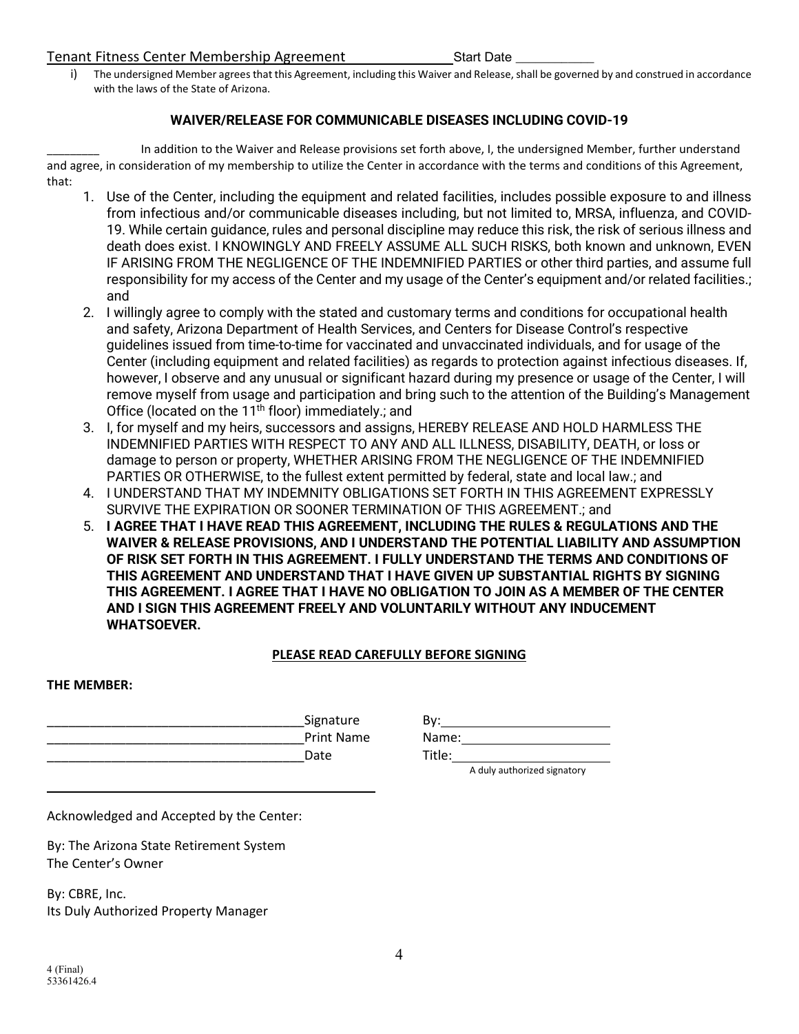Tenant Fitness Center Membership Agreement \_\_\_\_\_\_\_\_\_\_\_\_\_\_\_ Start Date \_\_\_\_\_\_\_\_\_\_\_

i) The undersigned Member agrees that this Agreement, including this Waiver and Release, shall be governed by and construed in accordance with the laws of the State of Arizona.

**WAIVER/RELEASE FOR COMMUNICABLE DISEASES INCLUDING COVID-19**

\_\_\_\_\_\_\_\_ In addition to the Waiver and Release provisions set forth above, I, the undersigned Member, further understand and agree, in consideration of my membership to utilize the Center in accordance with the terms and conditions of this Agreement, that:

1. Use of the Center, including the equipment and related facilities, includes possible exposure to and illness from infectious and/or communicable diseases including, but not limited to, MRSA, influenza, and COVID-19. While certain guidance, rules and personal discipline may reduce this risk, the risk of serious illness and death does exist. I KNOWINGLY AND FREELY ASSUME ALL SUCH RISKS, both known and unknown, EVEN IF ARISING FROM THE NEGLIGENCE OF THE INDEMNIFIED PARTIES or other third parties, and assume full responsibility for my access of the Center and my usage of the Center's equipment and/or related facilities.; and
2. I willingly agree to comply with the stated and customary terms and conditions for occupational health and safety, Arizona Department of Health Services, and Centers for Disease Control's respective guidelines issued from time-to-time for vaccinated and unvaccinated individuals, and for usage of the Center (including equipment and related facilities) as regards to protection against infectious diseases. If, however, I observe and any unusual or significant hazard during my presence or usage of the Center, I will remove myself from usage and participation and bring such to the attention of the Building's Management Office (located on the 11th floor) immediately.; and
3. I, for myself and my heirs, successors and assigns, HEREBY RELEASE AND HOLD HARMLESS THE INDEMNIFIED PARTIES WITH RESPECT TO ANY AND ALL ILLNESS, DISABILITY, DEATH, or loss or damage to person or property, WHETHER ARISING FROM THE NEGLIGENCE OF THE INDEMNIFIED PARTIES OR OTHERWISE, to the fullest extent permitted by federal, state and local law.; and
4. I UNDERSTAND THAT MY INDEMNITY OBLIGATIONS SET FORTH IN THIS AGREEMENT EXPRESSLY SURVIVE THE EXPIRATION OR SOONER TERMINATION OF THIS AGREEMENT.; and
5. **I AGREE THAT I HAVE READ THIS AGREEMENT, INCLUDING THE RULES & REGULATIONS AND THE WAIVER & RELEASE PROVISIONS, AND I UNDERSTAND THE POTENTIAL LIABILITY AND ASSUMPTION OF RISK SET FORTH IN THIS AGREEMENT. I FULLY UNDERSTAND THE TERMS AND CONDITIONS OF THIS AGREEMENT AND UNDERSTAND THAT I HAVE GIVEN UP SUBSTANTIAL RIGHTS BY SIGNING THIS AGREEMENT. I AGREE THAT I HAVE NO OBLIGATION TO JOIN AS A MEMBER OF THE CENTER AND I SIGN THIS AGREEMENT FREELY AND VOLUNTARILY WITHOUT ANY INDUCEMENT WHATSOEVER.**

**PLEASE READ CAREFULLY BEFORE SIGNING**

**THE MEMBER:**

\_\_\_\_\_\_\_\_\_\_\_\_\_\_\_\_\_\_\_\_\_\_\_\_\_\_\_\_\_\_\_\_\_\_\_\_\_\_ Signature

\_\_\_\_\_\_\_\_\_\_\_\_\_\_\_\_\_\_\_\_\_\_\_\_\_\_\_\_\_\_\_\_\_\_\_\_\_\_ Print Name

\_\_\_\_\_\_\_\_\_\_\_\_\_\_\_\_\_\_\_\_\_\_\_\_\_\_\_\_\_\_\_\_\_\_\_\_\_\_ Date

By: \_\_\_\_\_\_\_\_\_\_\_\_\_\_\_\_\_\_\_\_\_\_\_\_

Name: \_\_\_\_\_\_\_\_\_\_\_\_\_\_\_\_\_\_\_\_\_\_

Title: \_\_\_\_\_\_\_\_\_\_\_\_\_\_\_\_\_\_\_\_\_\_\_

A duly authorized signatory

Acknowledged and Accepted by the Center:

By: The Arizona State Retirement System
The Center's Owner

By: CBRE, Inc.
Its Duly Authorized Property Manager

4 (Final)
53361426.4